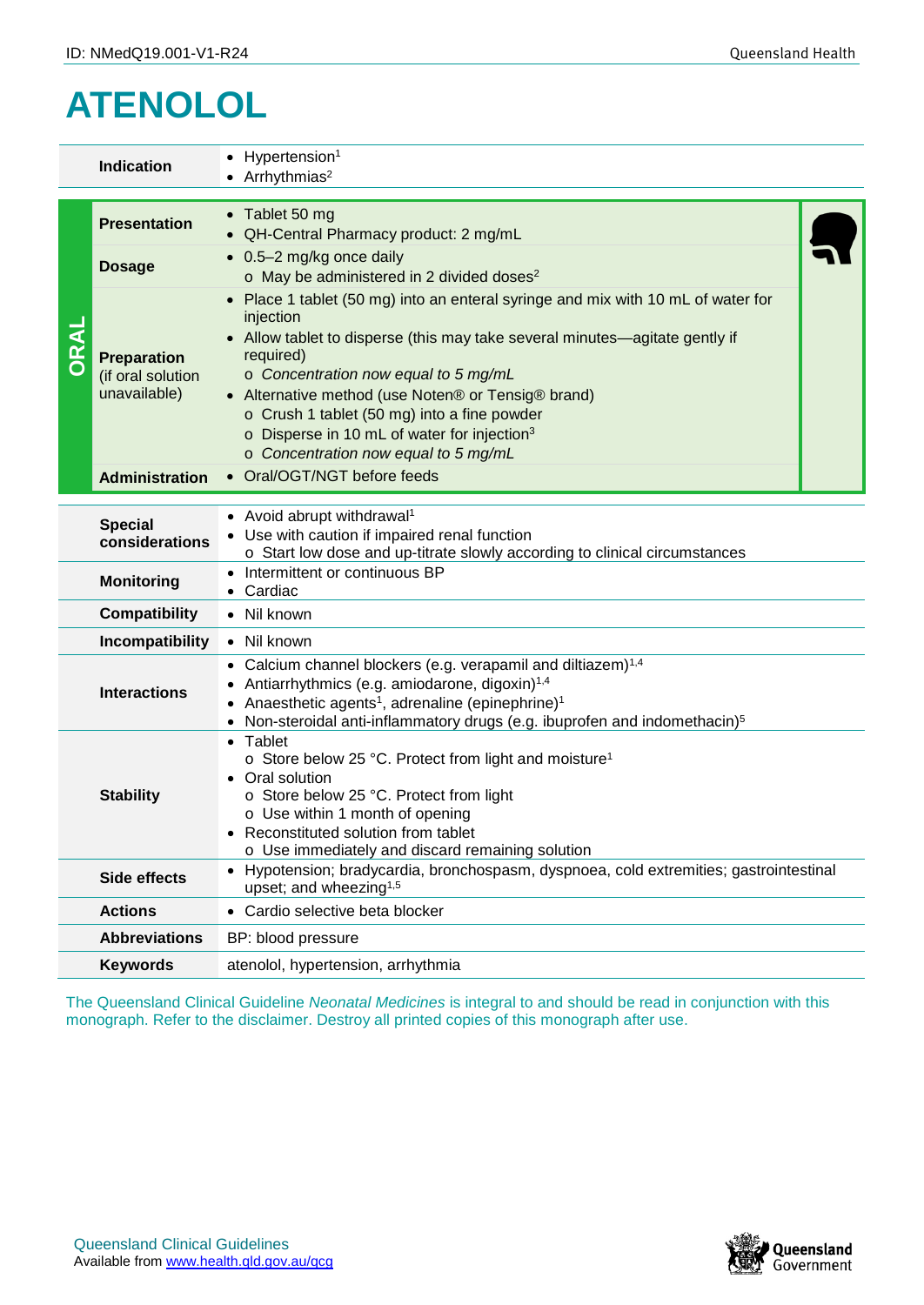ID: NMedQ19.001-V1-R24

# ATENOLOL

| | | |
|---|---|---|
| | **Indication** | • Hypertension[1]<br>• Arrhythmias[2] |
| **ORAL** | **Presentation** | • Tablet 50 mg<br>• QH-Central Pharmacy product: 2 mg/mL |
| | **Dosage** | • 0.5–2 mg/kg once daily<br>  o May be administered in 2 divided doses[2] |
| | **Preparation** (if oral solution unavailable) | • Place 1 tablet (50 mg) into an enteral syringe and mix with 10 mL of water for injection<br>• Allow tablet to disperse (this may take several minutes—agitate gently if required)<br>  o *Concentration now equal to 5 mg/mL*<br>• Alternative method (use Noten® or Tensig® brand)<br>  o Crush 1 tablet (50 mg) into a fine powder<br>  o Disperse in 10 mL of water for injection[3]<br>  o *Concentration now equal to 5 mg/mL* |
| | **Administration** | • Oral/OGT/NGT before feeds |
| | **Special considerations** | • Avoid abrupt withdrawal[1]<br>• Use with caution if impaired renal function<br>  o Start low dose and up-titrate slowly according to clinical circumstances |
| | **Monitoring** | • Intermittent or continuous BP<br>• Cardiac |
| | **Compatibility** | • Nil known |
| | **Incompatibility** | • Nil known |
| | **Interactions** | • Calcium channel blockers (e.g. verapamil and diltiazem)[1,4]<br>• Antiarrhythmics (e.g. amiodarone, digoxin)[1,4]<br>• Anaesthetic agents[1], adrenaline (epinephrine)[1]<br>• Non-steroidal anti-inflammatory drugs (e.g. ibuprofen and indomethacin)[5] |
| | **Stability** | • Tablet<br>  o Store below 25 °C. Protect from light and moisture[1]<br>• Oral solution<br>  o Store below 25 °C. Protect from light<br>  o Use within 1 month of opening<br>• Reconstituted solution from tablet<br>  o Use immediately and discard remaining solution |
| | **Side effects** | • Hypotension; bradycardia, bronchospasm, dyspnoea, cold extremities; gastrointestinal upset; and wheezing[1,5] |
| | **Actions** | • Cardio selective beta blocker |
| | **Abbreviations** | BP: blood pressure |
| | **Keywords** | atenolol, hypertension, arrhythmia |

The Queensland Clinical Guideline *Neonatal Medicines* is integral to and should be read in conjunction with this monograph. Refer to the disclaimer. Destroy all printed copies of this monograph after use.

Queensland Clinical Guidelines
Available from www.health.qld.gov.au/qcg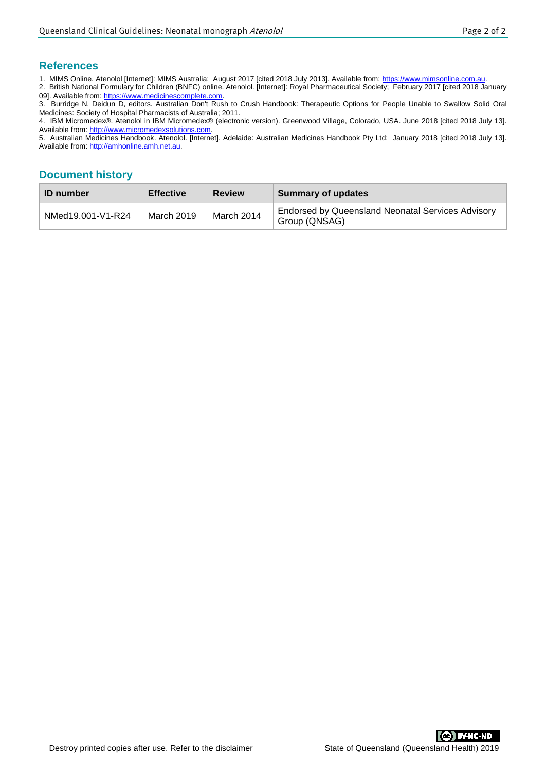## References

1. MIMS Online. Atenolol [Internet]: MIMS Australia; August 2017 [cited 2018 July 2013]. Available from: https://www.mimsonline.com.au.
2. British National Formulary for Children (BNFC) online. Atenolol. [Internet]: Royal Pharmaceutical Society; February 2017 [cited 2018 January 09]. Available from: https://www.medicinescomplete.com.
3. Burridge N, Deidun D, editors. Australian Don't Rush to Crush Handbook: Therapeutic Options for People Unable to Swallow Solid Oral Medicines: Society of Hospital Pharmacists of Australia; 2011.
4. IBM Micromedex®. Atenolol in IBM Micromedex® (electronic version). Greenwood Village, Colorado, USA. June 2018 [cited 2018 July 13]. Available from: http://www.micromedexsolutions.com.
5. Australian Medicines Handbook. Atenolol. [Internet]. Adelaide: Australian Medicines Handbook Pty Ltd; January 2018 [cited 2018 July 13]. Available from: http://amhonline.amh.net.au.

## Document history

| ID number | Effective | Review | Summary of updates |
| --- | --- | --- | --- |
| NMed19.001-V1-R24 | March 2019 | March 2014 | Endorsed by Queensland Neonatal Services Advisory Group (QNSAG) |

Destroy printed copies after use. Refer to the disclaimer

State of Queensland (Queensland Health) 2019